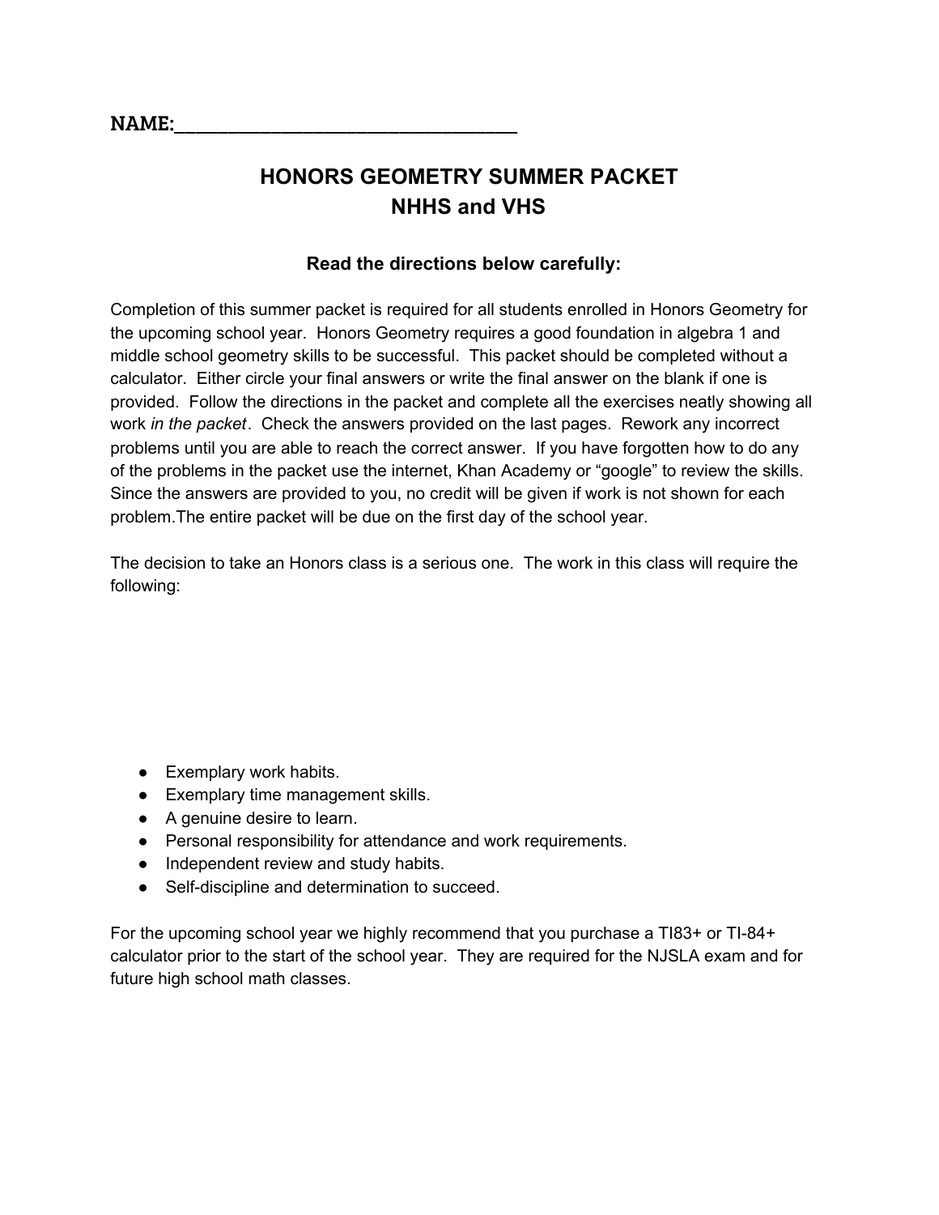NAME:_________________________________

# HONORS GEOMETRY SUMMER PACKET
# NHHS and VHS

### Read the directions below carefully:

Completion of this summer packet is required for all students enrolled in Honors Geometry for the upcoming school year. Honors Geometry requires a good foundation in algebra 1 and middle school geometry skills to be successful. This packet should be completed without a calculator. Either circle your final answers or write the final answer on the blank if one is provided. Follow the directions in the packet and complete all the exercises neatly showing all work *in the packet*. Check the answers provided on the last pages. Rework any incorrect problems until you are able to reach the correct answer. If you have forgotten how to do any of the problems in the packet use the internet, Khan Academy or "google" to review the skills. Since the answers are provided to you, no credit will be given if work is not shown for each problem.The entire packet will be due on the first day of the school year.

The decision to take an Honors class is a serious one. The work in this class will require the following:

- Exemplary work habits.
- Exemplary time management skills.
- A genuine desire to learn.
- Personal responsibility for attendance and work requirements.
- Independent review and study habits.
- Self-discipline and determination to succeed.

For the upcoming school year we highly recommend that you purchase a TI83+ or TI-84+ calculator prior to the start of the school year. They are required for the NJSLA exam and for future high school math classes.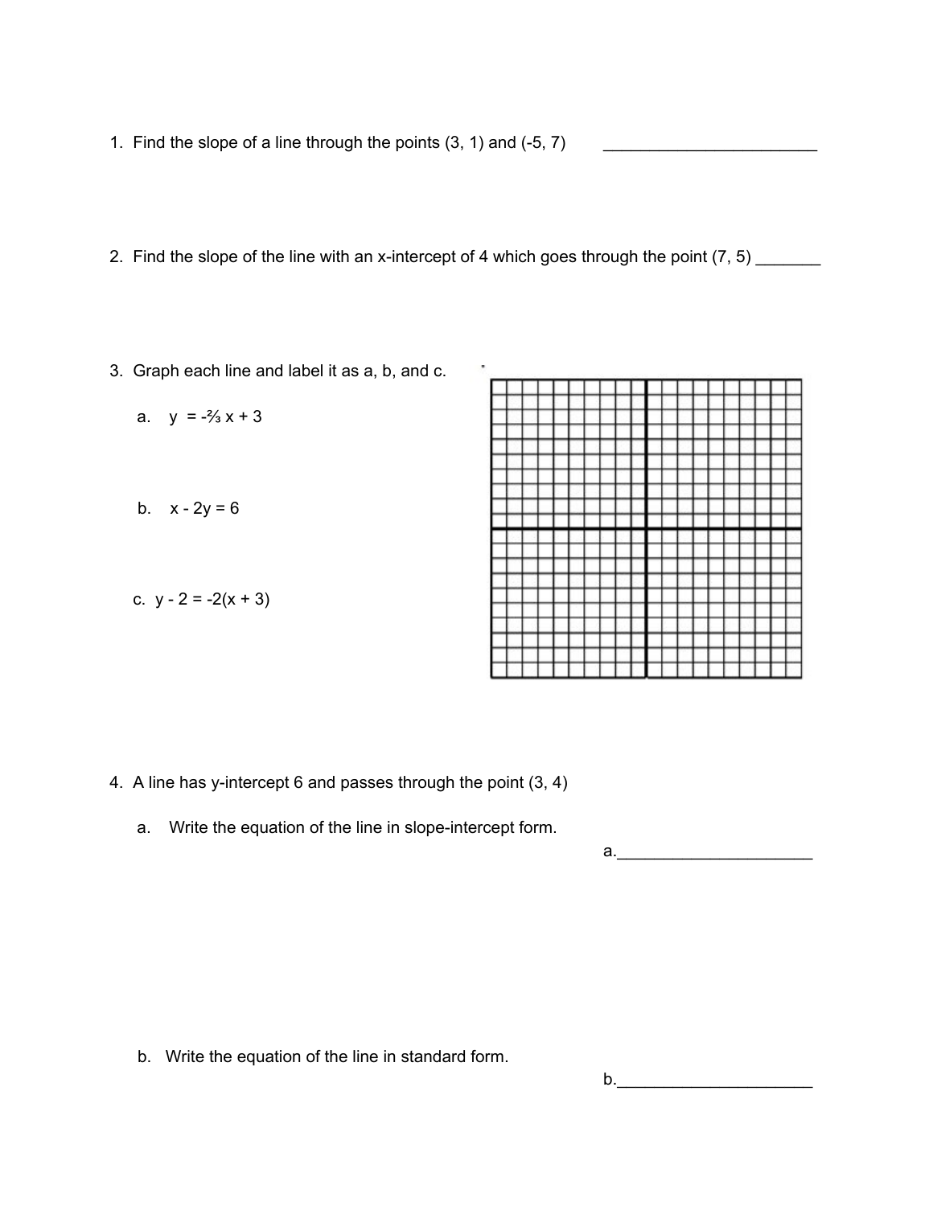1. Find the slope of a line through the points (3, 1) and (-5, 7) ________________________

2. Find the slope of the line with an x-intercept of 4 which goes through the point (7, 5) _______

3. Graph each line and label it as a, b, and c.

   a. $y = -\frac{2}{3}x + 3$

   b. $x - 2y = 6$

   c. $y - 2 = -2(x + 3)$

4. A line has y-intercept 6 and passes through the point (3, 4)

   a. Write the equation of the line in slope-intercept form.

   a.______________________

   b. Write the equation of the line in standard form.

   b.______________________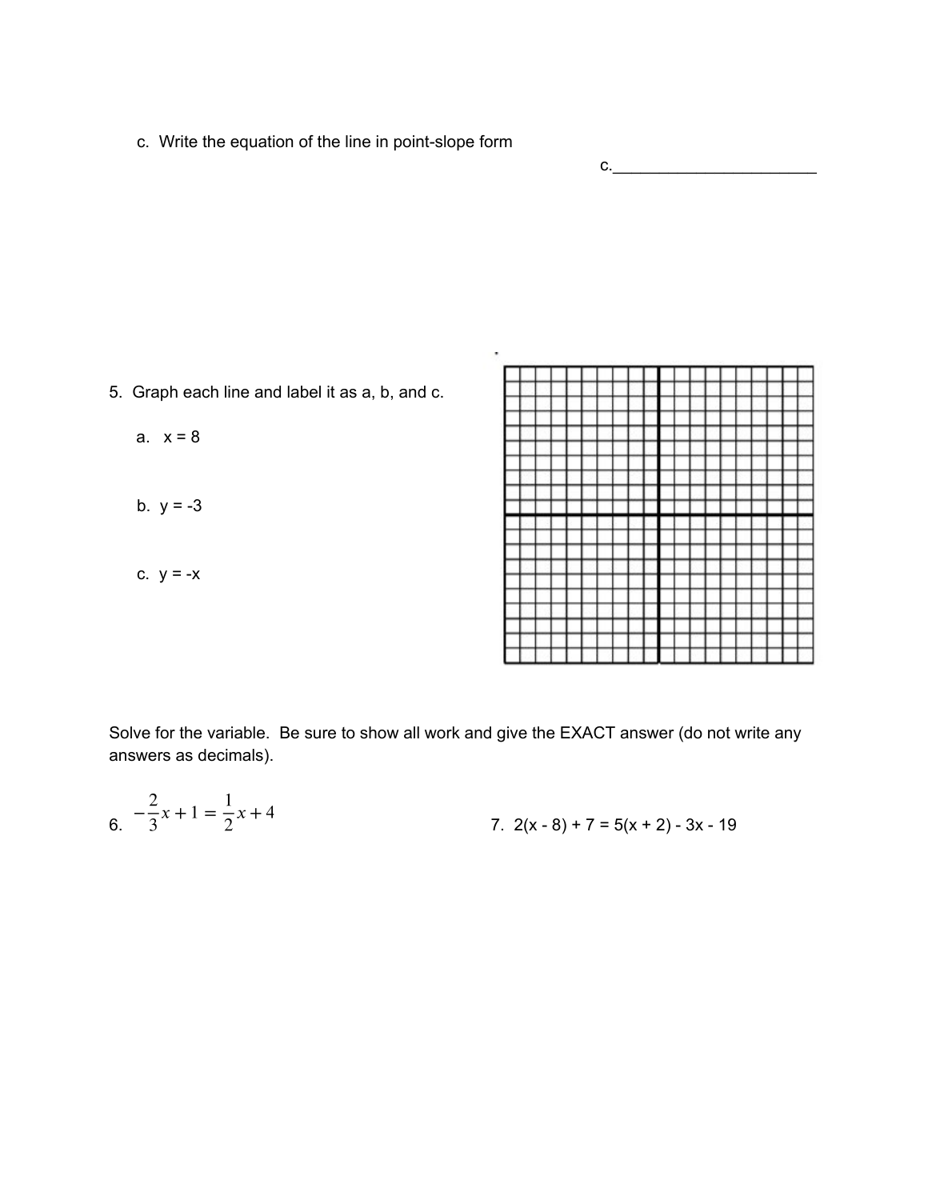c. Write the equation of the line in point-slope form

c.______________________

5. Graph each line and label it as a, b, and c.

   a. $x = 8$

   b. $y = -3$

   c. $y = -x$

Solve for the variable. Be sure to show all work and give the EXACT answer (do not write any answers as decimals).

6. $-\frac{2}{3}x + 1 = \frac{1}{2}x + 4$

7. $2(x - 8) + 7 = 5(x + 2) - 3x - 19$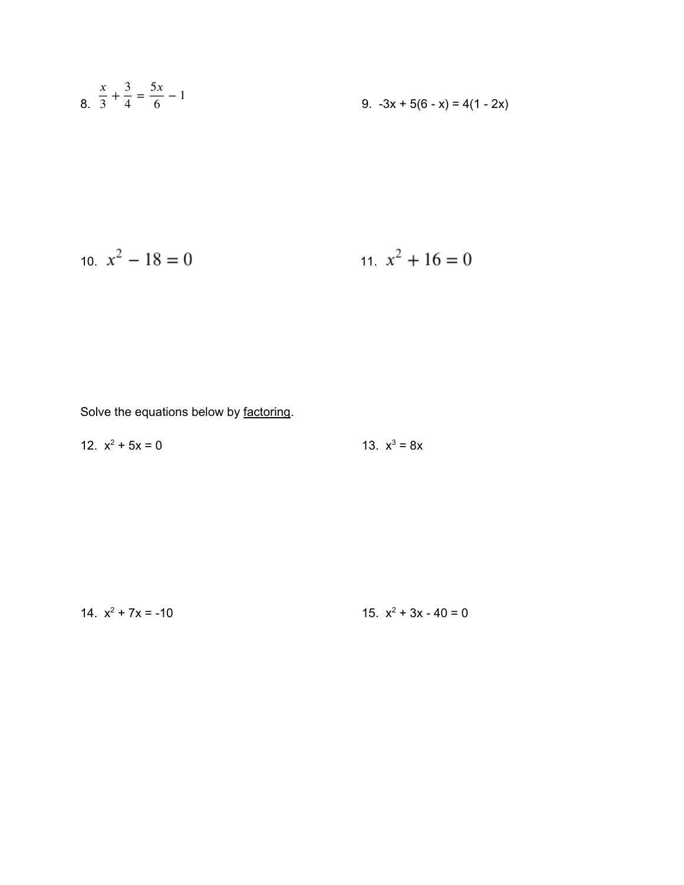8. $\frac{x}{3} + \frac{3}{4} = \frac{5x}{6} - 1$

9. $-3x + 5(6 - x) = 4(1 - 2x)$

10. $x^2 - 18 = 0$

11. $x^2 + 16 = 0$

Solve the equations below by <u>factoring</u>.

12. $x^2 + 5x = 0$

13. $x^3 = 8x$

14. $x^2 + 7x = -10$

15. $x^2 + 3x - 40 = 0$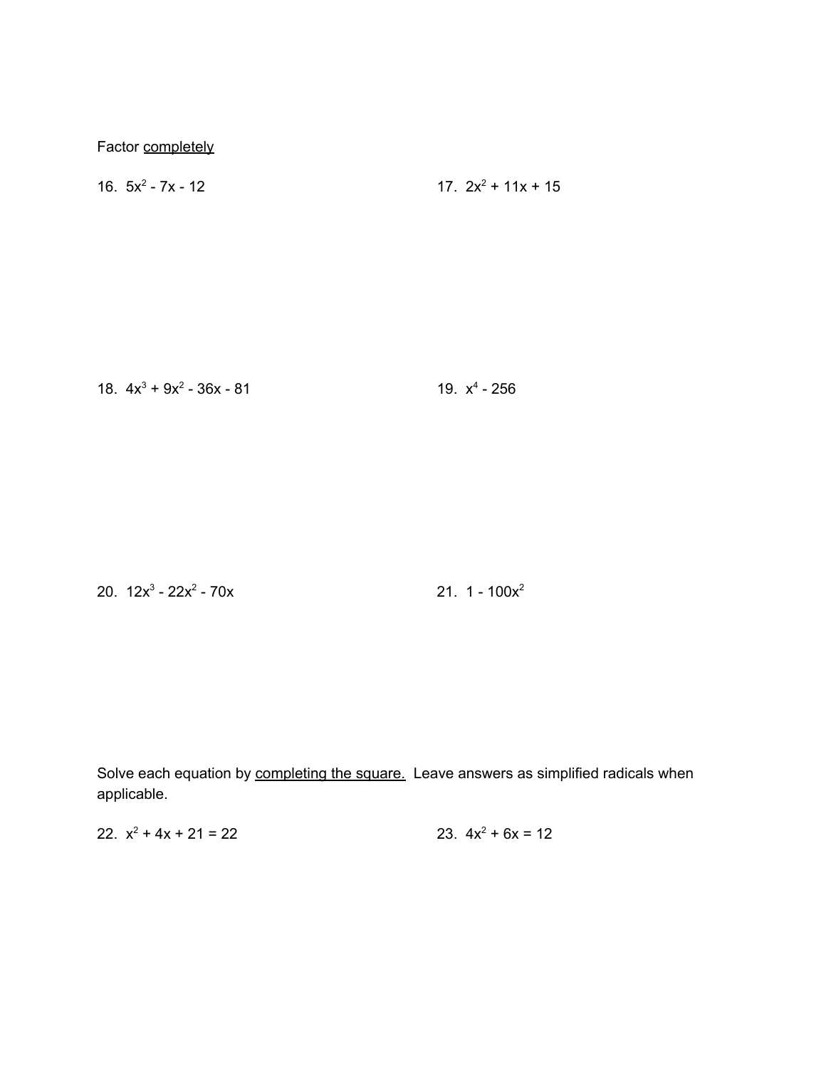Factor <u>completely</u>

16. $5x^2 - 7x - 12$

17. $2x^2 + 11x + 15$

18. $4x^3 + 9x^2 - 36x - 81$

19. $x^4 - 256$

20. $12x^3 - 22x^2 - 70x$

21. $1 - 100x^2$

Solve each equation by <u>completing the square.</u> Leave answers as simplified radicals when applicable.

22. $x^2 + 4x + 21 = 22$

23. $4x^2 + 6x = 12$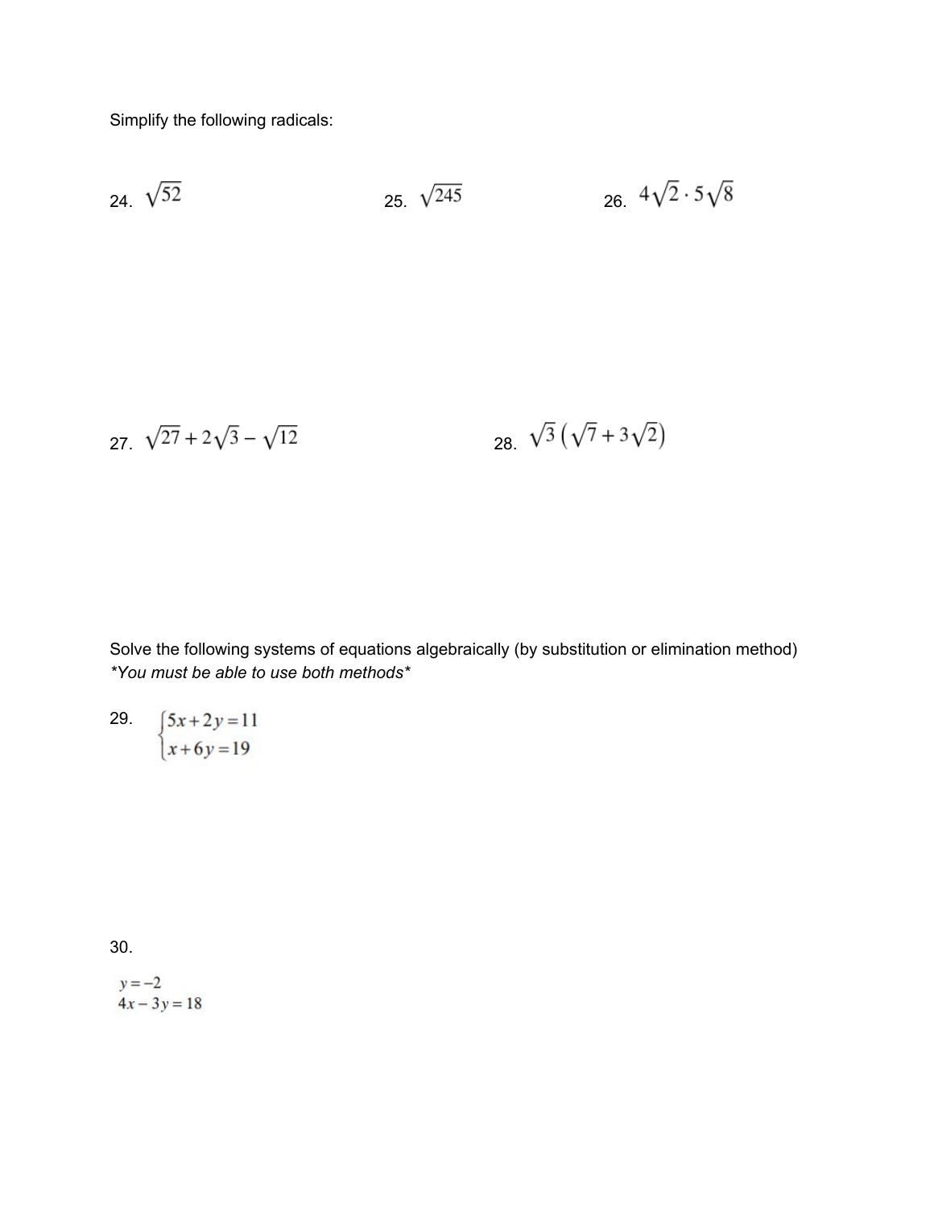Simplify the following radicals:

24. $\sqrt{52}$

25. $\sqrt{245}$

26. $4\sqrt{2} \cdot 5\sqrt{8}$

27. $\sqrt{27} + 2\sqrt{3} - \sqrt{12}$

28. $\sqrt{3}\left(\sqrt{7} + 3\sqrt{2}\right)$

Solve the following systems of equations algebraically (by substitution or elimination method)
*\*You must be able to use both methods\**

29. $\begin{cases} 5x + 2y = 11 \\ x + 6y = 19 \end{cases}$

30.

$y = -2$
$4x - 3y = 18$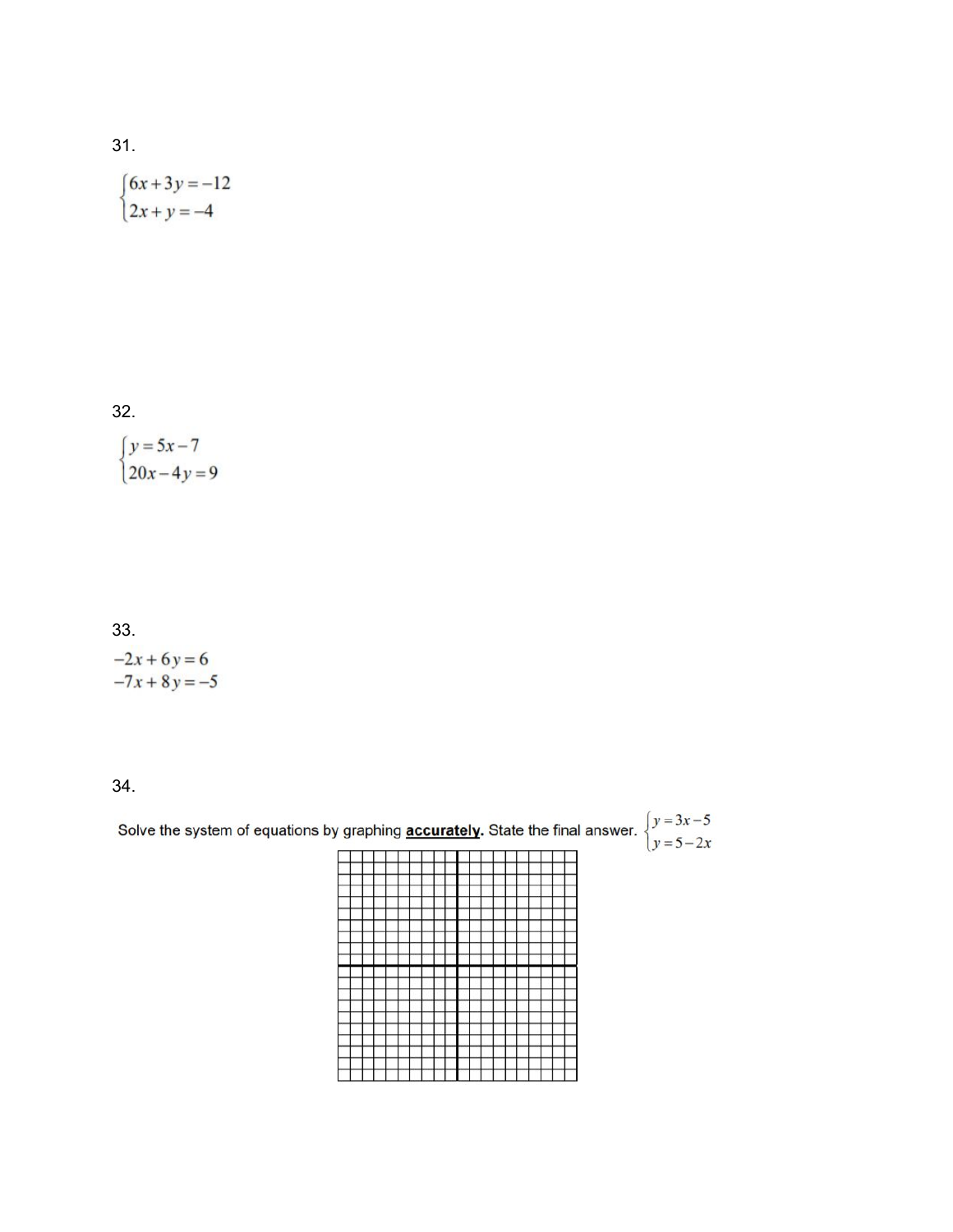31.

$$\begin{cases} 6x+3y=-12 \\ 2x+y=-4 \end{cases}$$

32.

$$\begin{cases} y=5x-7 \\ 20x-4y=9 \end{cases}$$

33.

$$-2x+6y=6$$
$$-7x+8y=-5$$

34.

Solve the system of equations by graphing **accurately**. State the final answer. $\begin{cases} y=3x-5 \\ y=5-2x \end{cases}$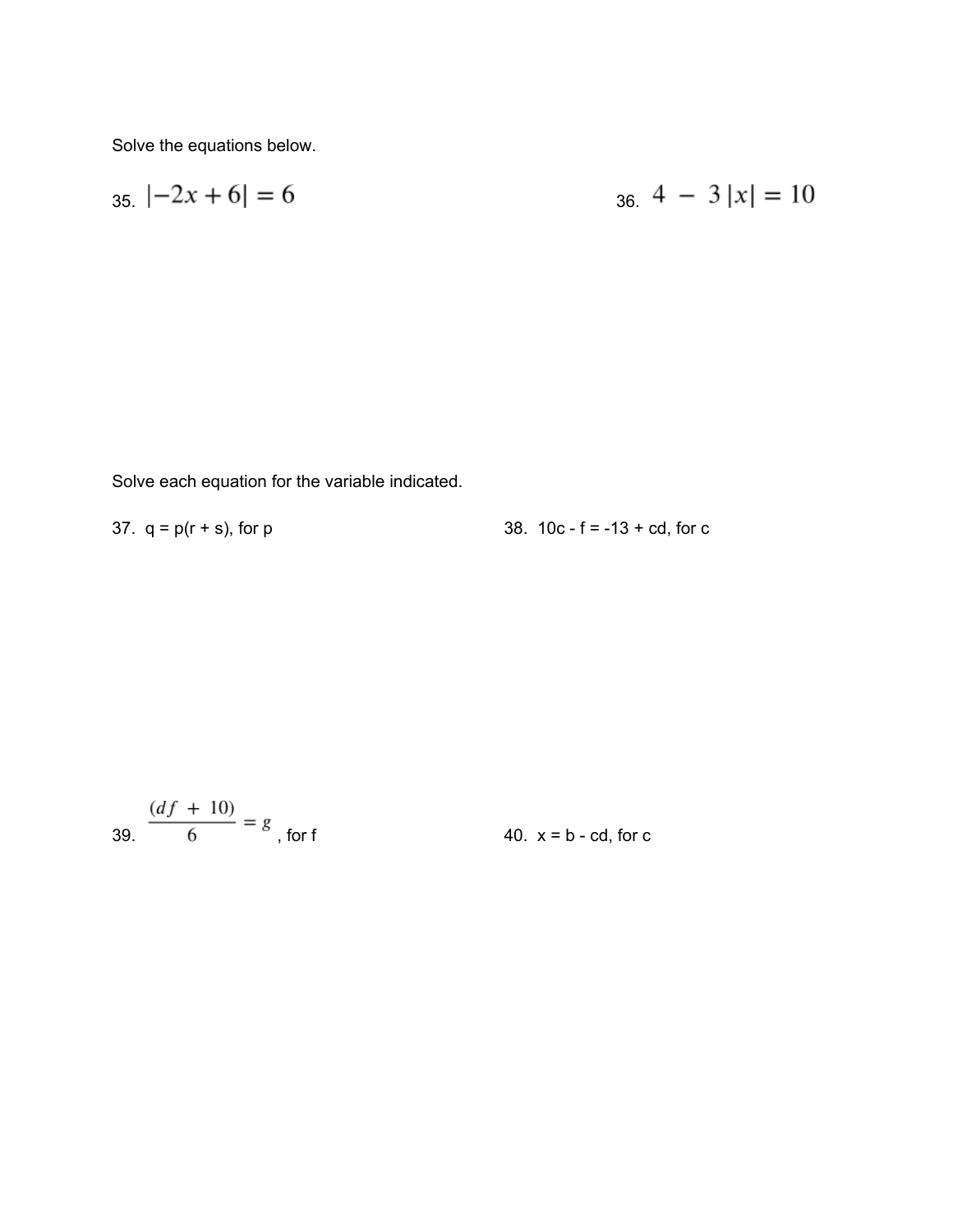Solve the equations below.

35. $|-2x+6| = 6$

36. $4 - 3|x| = 10$

Solve each equation for the variable indicated.

37. $q = p(r + s)$, for $p$

38. $10c - f = -13 + cd$, for $c$

39. $\frac{(df + 10)}{6} = g$, for $f$

40. $x = b - cd$, for $c$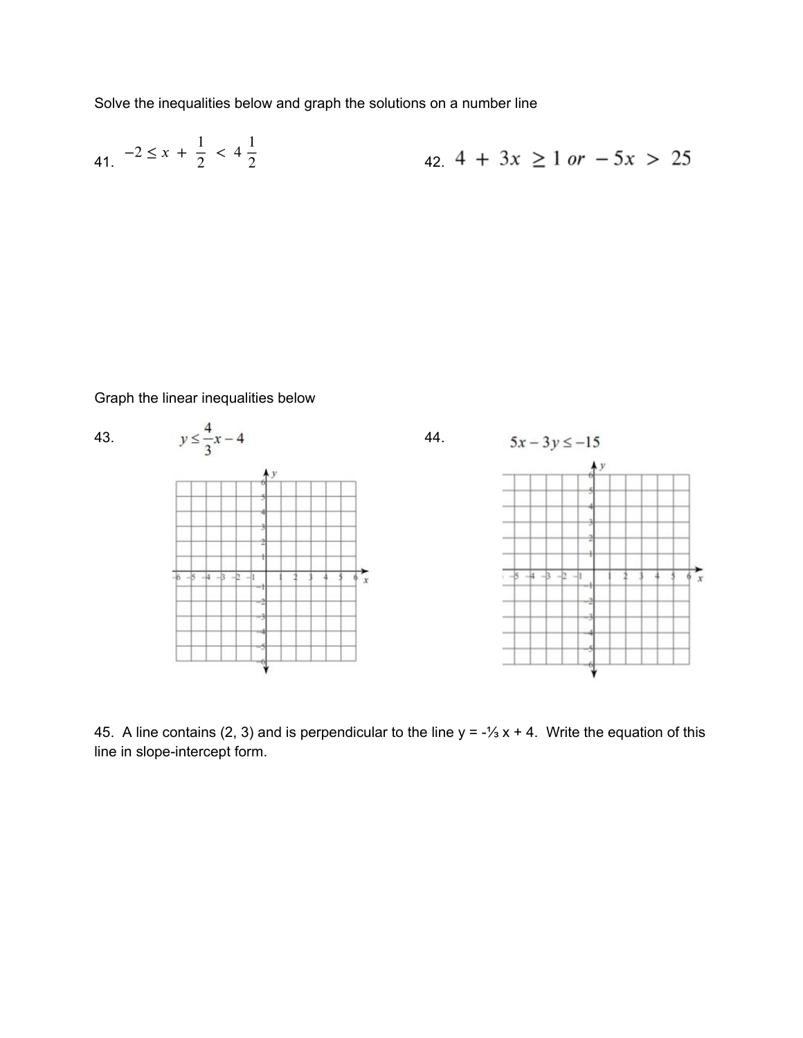Solve the inequalities below and graph the solutions on a number line

41. $-2 \leq x + \frac{1}{2} < 4\frac{1}{2}$

42. $4 + 3x \geq 1 \; or \; -5x > 25$

Graph the linear inequalities below

43. $y \leq \frac{4}{3}x - 4$

44. $5x - 3y \leq -15$

45. A line contains (2, 3) and is perpendicular to the line $y = -\frac{1}{3}x + 4$. Write the equation of this line in slope-intercept form.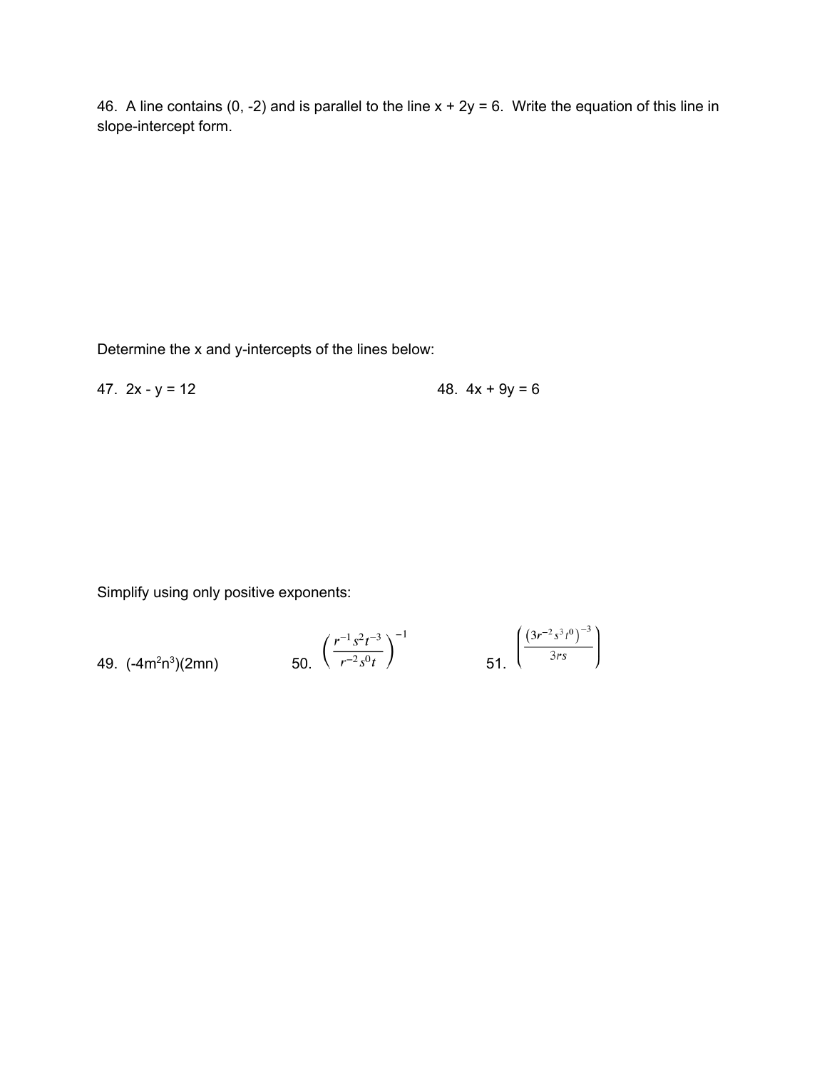46. A line contains (0, -2) and is parallel to the line $x + 2y = 6$. Write the equation of this line in slope-intercept form.

Determine the x and y-intercepts of the lines below:

47. $2x - y = 12$

48. $4x + 9y = 6$

Simplify using only positive exponents:

49. $(-4m^2n^3)(2mn)$

50. $\left(\dfrac{r^{-1}s^2t^{-3}}{r^{-2}s^0t}\right)^{-1}$

51. $\left(\dfrac{\left(3r^{-2}s^3t^0\right)^{-3}}{3rs}\right)$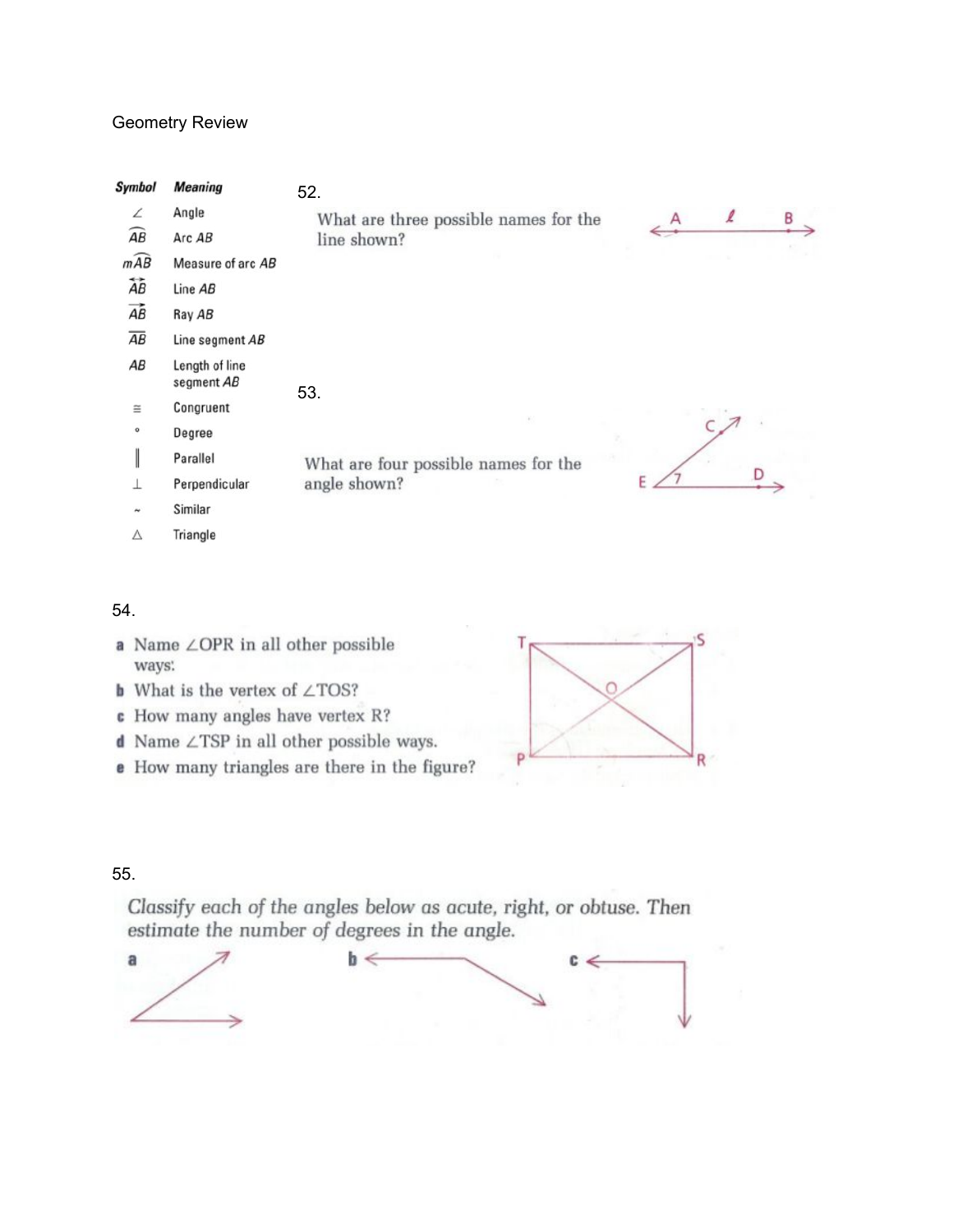Geometry Review

| Symbol | Meaning |
| --- | --- |
| $\angle$ | Angle |
| $\overset{\frown}{AB}$ | Arc $AB$ |
| $m\overset{\frown}{AB}$ | Measure of arc $AB$ |
| $\overleftrightarrow{AB}$ | Line $AB$ |
| $\overrightarrow{AB}$ | Ray $AB$ |
| $\overline{AB}$ | Line segment $AB$ |
| $AB$ | Length of line segment $AB$ |
| $\cong$ | Congruent |
| $^\circ$ | Degree |
| $\parallel$ | Parallel |
| $\perp$ | Perpendicular |
| $\sim$ | Similar |
| $\triangle$ | Triangle |

52.

What are three possible names for the line shown?

53.

What are four possible names for the angle shown?

54.

**a** Name $\angle OPR$ in all other possible ways.

**b** What is the vertex of $\angle TOS$?

**c** How many angles have vertex R?

**d** Name $\angle TSP$ in all other possible ways.

**e** How many triangles are there in the figure?

55.

*Classify each of the angles below as acute, right, or obtuse. Then estimate the number of degrees in the angle.*

**a**

**b**

**c**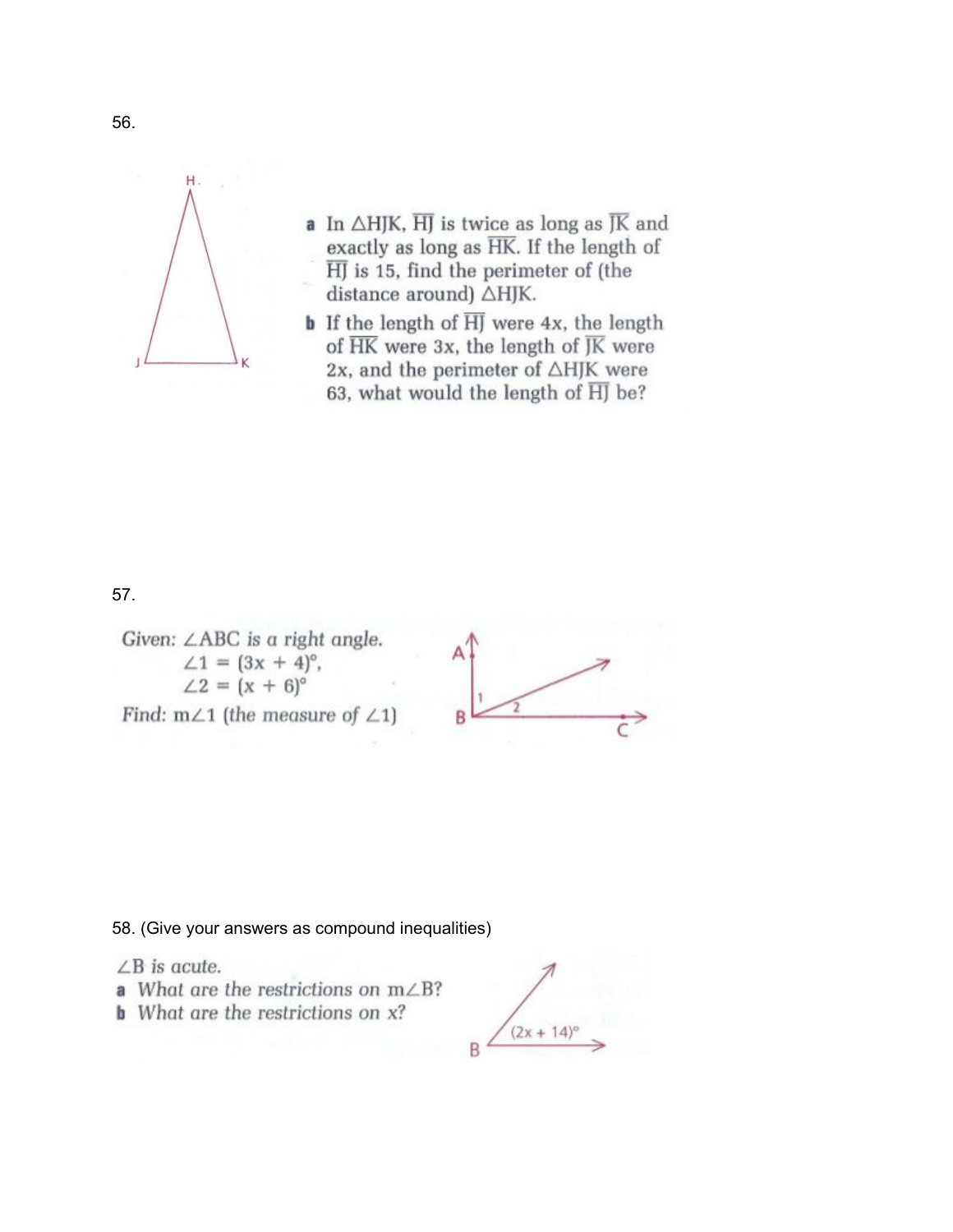56.

**a** In $\triangle HJK$, $\overline{HJ}$ is twice as long as $\overline{JK}$ and exactly as long as $\overline{HK}$. If the length of $\overline{HJ}$ is 15, find the perimeter of (the distance around) $\triangle HJK$.

**b** If the length of $\overline{HJ}$ were $4x$, the length of $\overline{HK}$ were $3x$, the length of $\overline{JK}$ were $2x$, and the perimeter of $\triangle HJK$ were 63, what would the length of $\overline{HJ}$ be?

57.

*Given:* $\angle ABC$ is a right angle.
$\angle 1 = (3x + 4)°$,
$\angle 2 = (x + 6)°$

*Find:* $m\angle 1$ (the measure of $\angle 1$)

58. (Give your answers as compound inequalities)

$\angle B$ is acute.

**a** What are the restrictions on $m\angle B$?

**b** What are the restrictions on $x$?

$(2x + 14)°$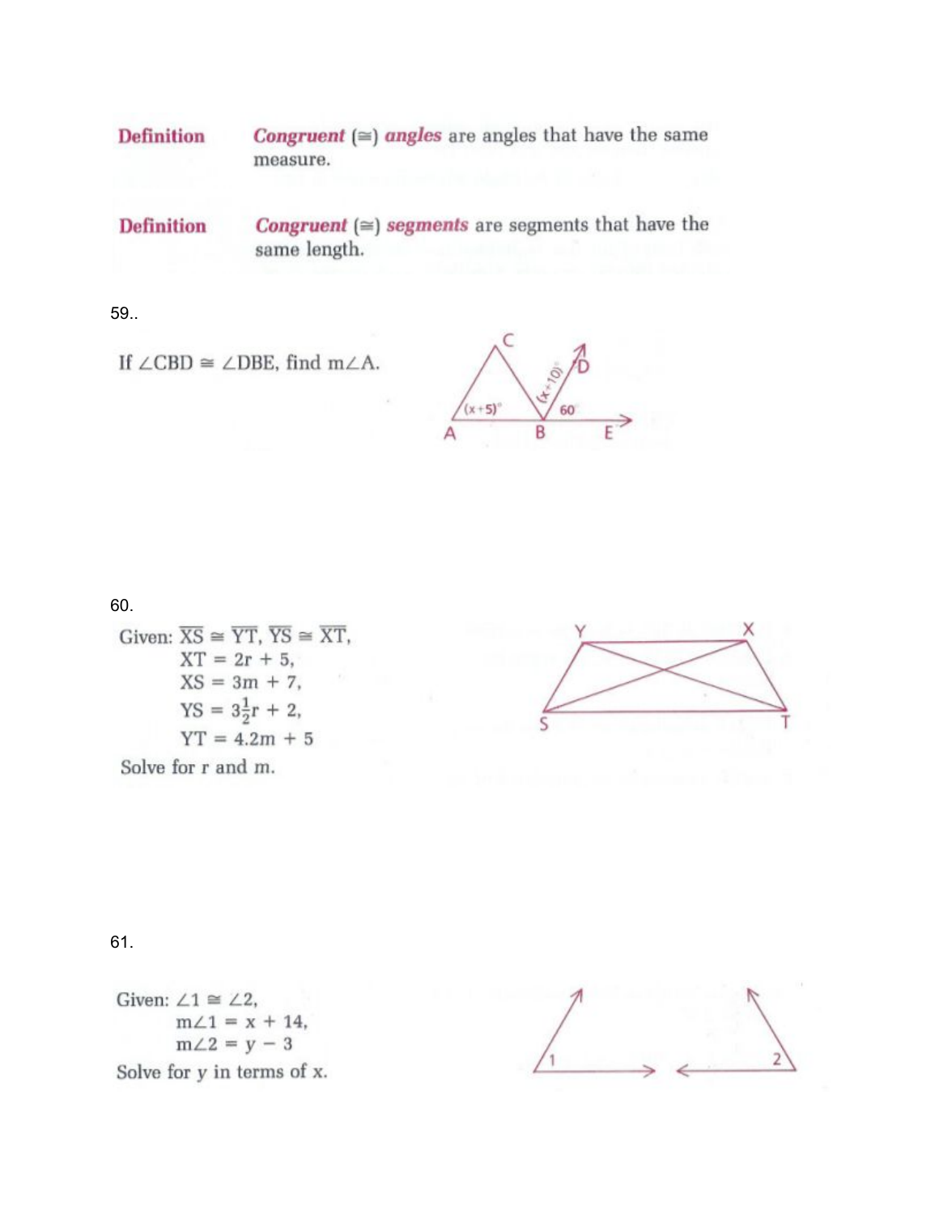**Definition** *Congruent* (≅) *angles* are angles that have the same measure.

**Definition** *Congruent* (≅) *segments* are segments that have the same length.

59..

If $\angle CBD \cong \angle DBE$, find $m\angle A$.

60.

Given: $\overline{XS} \cong \overline{YT}$, $\overline{YS} \cong \overline{XT}$,
$XT = 2r + 5$,
$XS = 3m + 7$,
$YS = 3\frac{1}{2}r + 2$,
$YT = 4.2m + 5$

Solve for r and m.

61.

Given: $\angle 1 \cong \angle 2$,
$m\angle 1 = x + 14$,
$m\angle 2 = y - 3$

Solve for y in terms of x.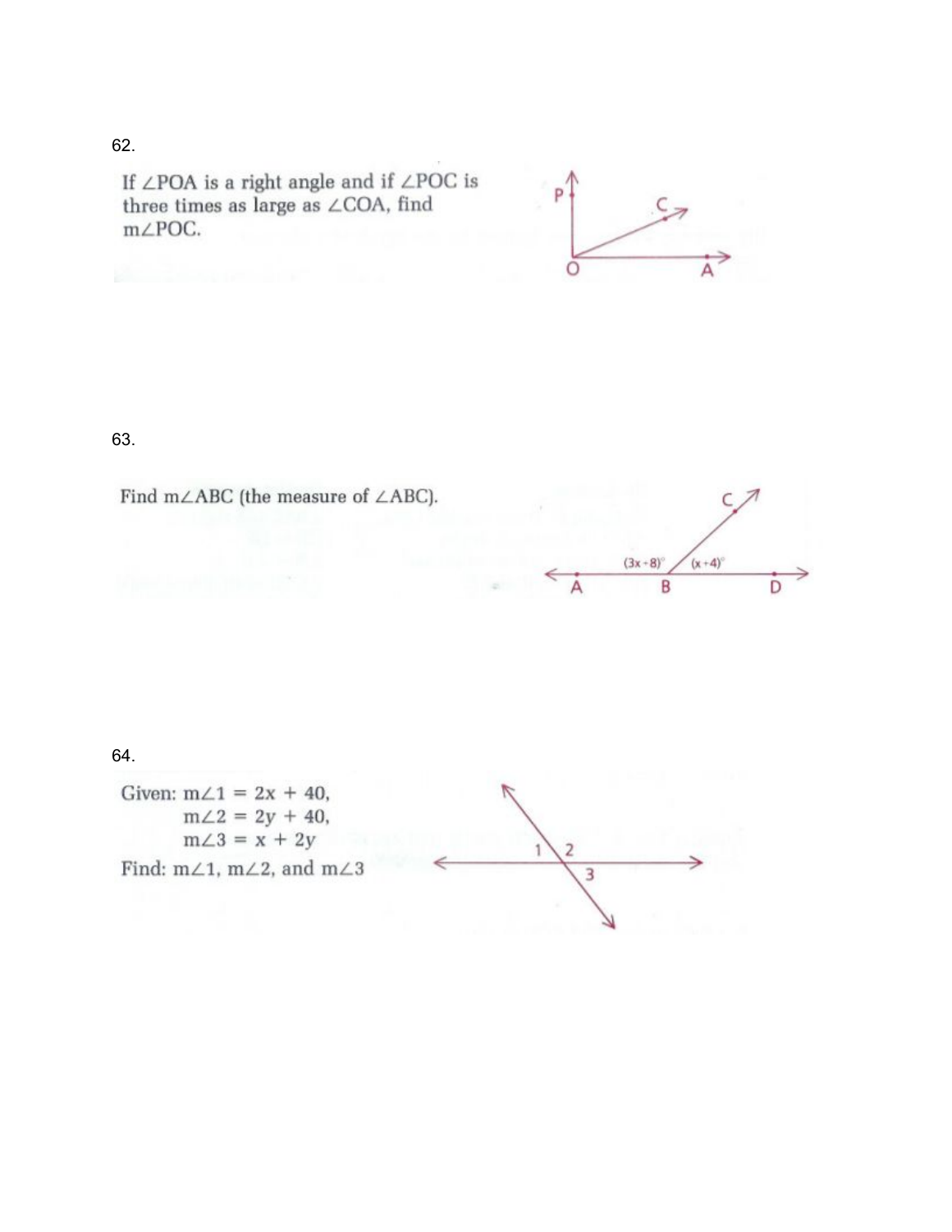62.

If ∠POA is a right angle and if ∠POC is three times as large as ∠COA, find m∠POC.

63.

Find m∠ABC (the measure of ∠ABC).

64.

Given: m∠1 = 2x + 40,
m∠2 = 2y + 40,
m∠3 = x + 2y

Find: m∠1, m∠2, and m∠3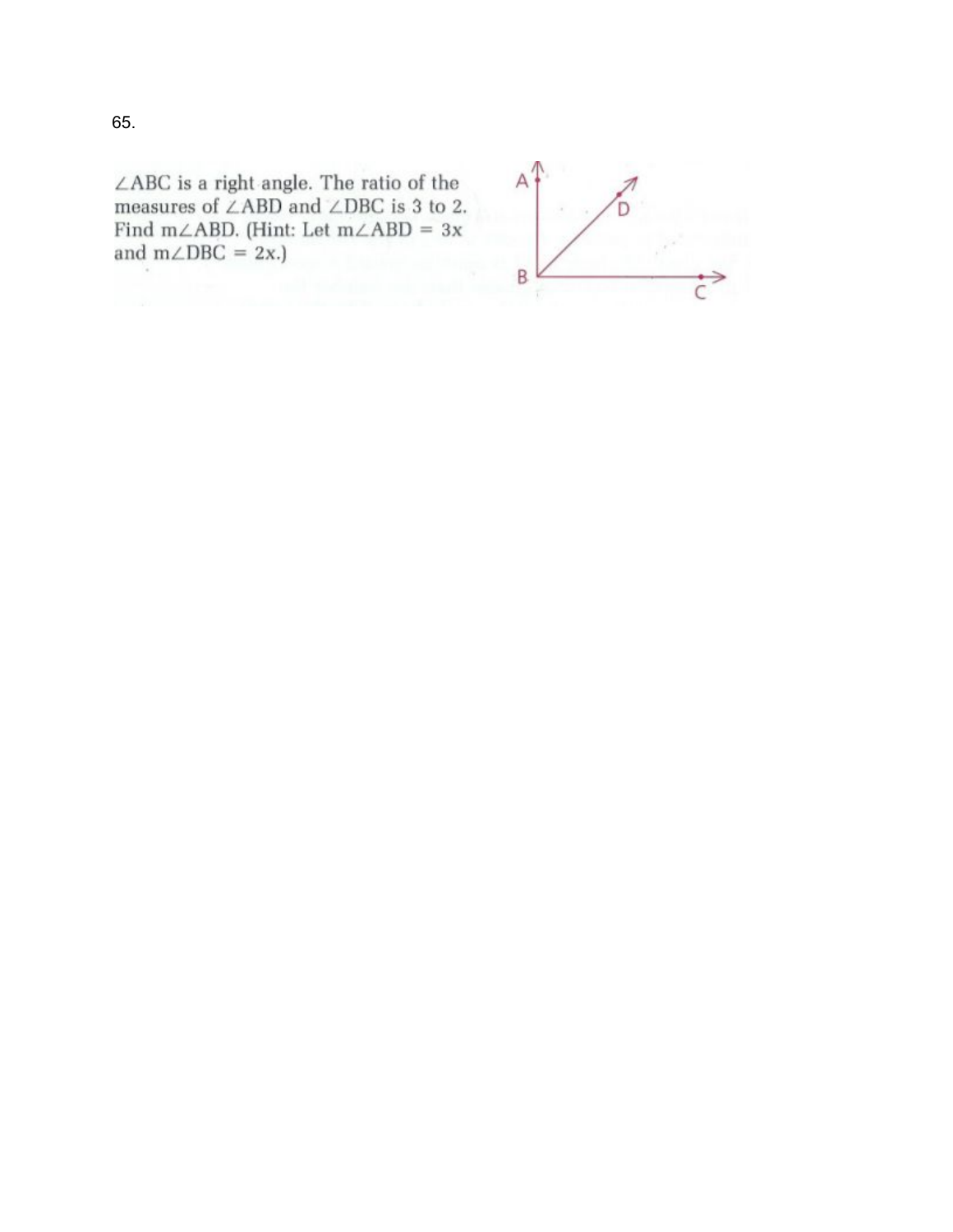65.

$\angle ABC$ is a right angle. The ratio of the measures of $\angle ABD$ and $\angle DBC$ is 3 to 2. Find $m\angle ABD$. (Hint: Let $m\angle ABD = 3x$ and $m\angle DBC = 2x$.)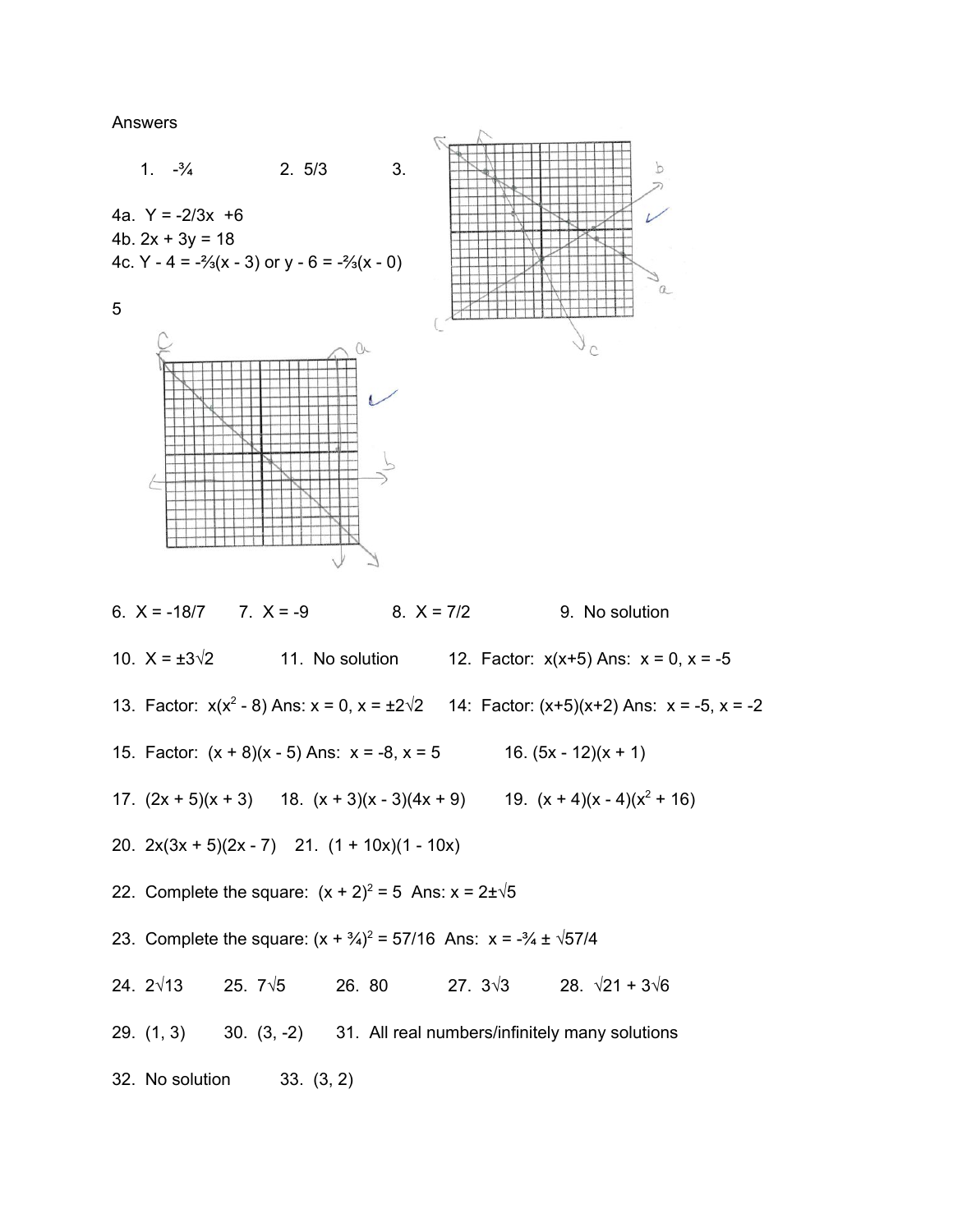Answers

1. $-\frac{3}{4}$  2. $5/3$  3.

4a. $Y = -2/3x + 6$

4b. $2x + 3y = 18$

4c. $Y - 4 = -\frac{2}{3}(x - 3)$ or $y - 6 = -\frac{2}{3}(x - 0)$

5

6. $X = -18/7$  7. $X = -9$  8. $X = 7/2$  9. No solution

10. $X = \pm 3\sqrt{2}$  11. No solution  12. Factor: $x(x+5)$ Ans: $x = 0$, $x = -5$

13. Factor: $x(x^2 - 8)$ Ans: $x = 0$, $x = \pm 2\sqrt{2}$  14: Factor: $(x+5)(x+2)$ Ans: $x = -5$, $x = -2$

15. Factor: $(x + 8)(x - 5)$ Ans: $x = -8$, $x = 5$  16. $(5x - 12)(x + 1)$

17. $(2x + 5)(x + 3)$  18. $(x + 3)(x - 3)(4x + 9)$  19. $(x + 4)(x - 4)(x^2 + 16)$

20. $2x(3x + 5)(2x - 7)$  21. $(1 + 10x)(1 - 10x)$

22. Complete the square: $(x + 2)^2 = 5$ Ans: $x = 2 \pm \sqrt{5}$

23. Complete the square: $(x + \frac{3}{4})^2 = 57/16$ Ans: $x = -\frac{3}{4} \pm \sqrt{57}/4$

24. $2\sqrt{13}$  25. $7\sqrt{5}$  26. $80$  27. $3\sqrt{3}$  28. $\sqrt{21} + 3\sqrt{6}$

29. $(1, 3)$  30. $(3, -2)$  31. All real numbers/infinitely many solutions

32. No solution  33. $(3, 2)$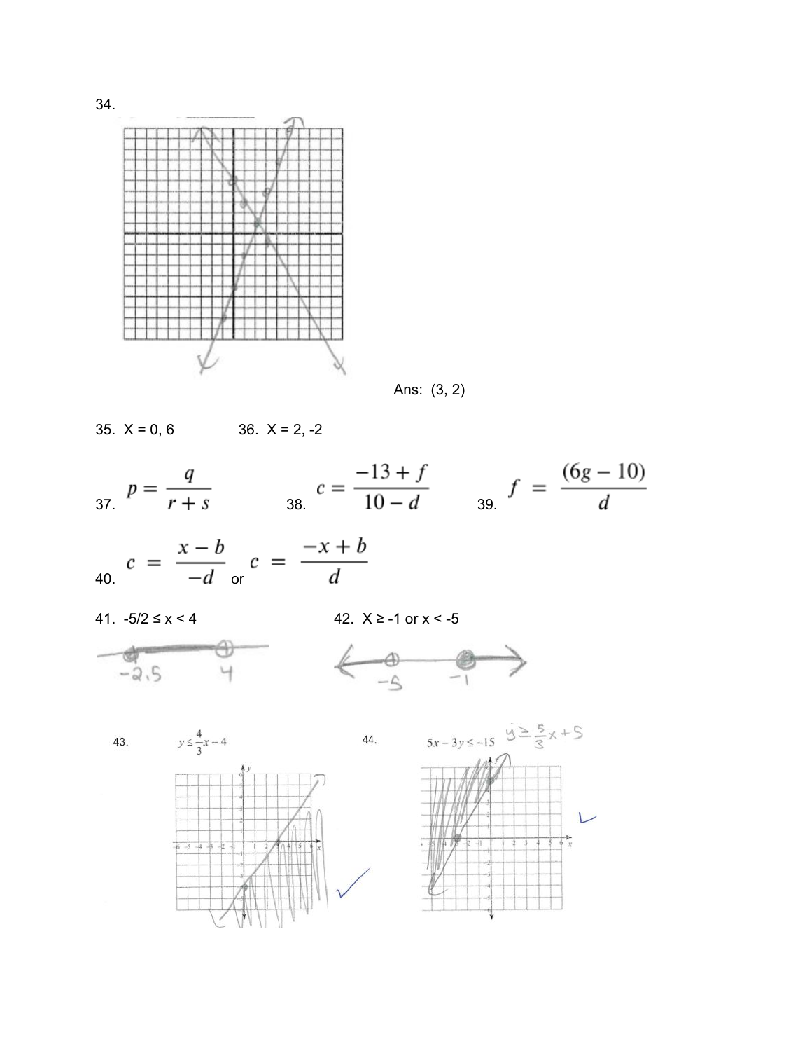34.

Ans: (3, 2)

35. X = 0, 6

36. X = 2, -2

37. $p = \dfrac{q}{r + s}$

38. $c = \dfrac{-13 + f}{10 - d}$

39. $f = \dfrac{(6g - 10)}{d}$

40. $c = \dfrac{x - b}{-d}$ or $c = \dfrac{-x + b}{d}$

41. $-5/2 \leq x < 4$

42. $X \geq -1$ or $x < -5$

43. $y \leq \frac{4}{3}x - 4$

44. $5x - 3y \leq -15$ $\quad y \geq \frac{5}{3}x + 5$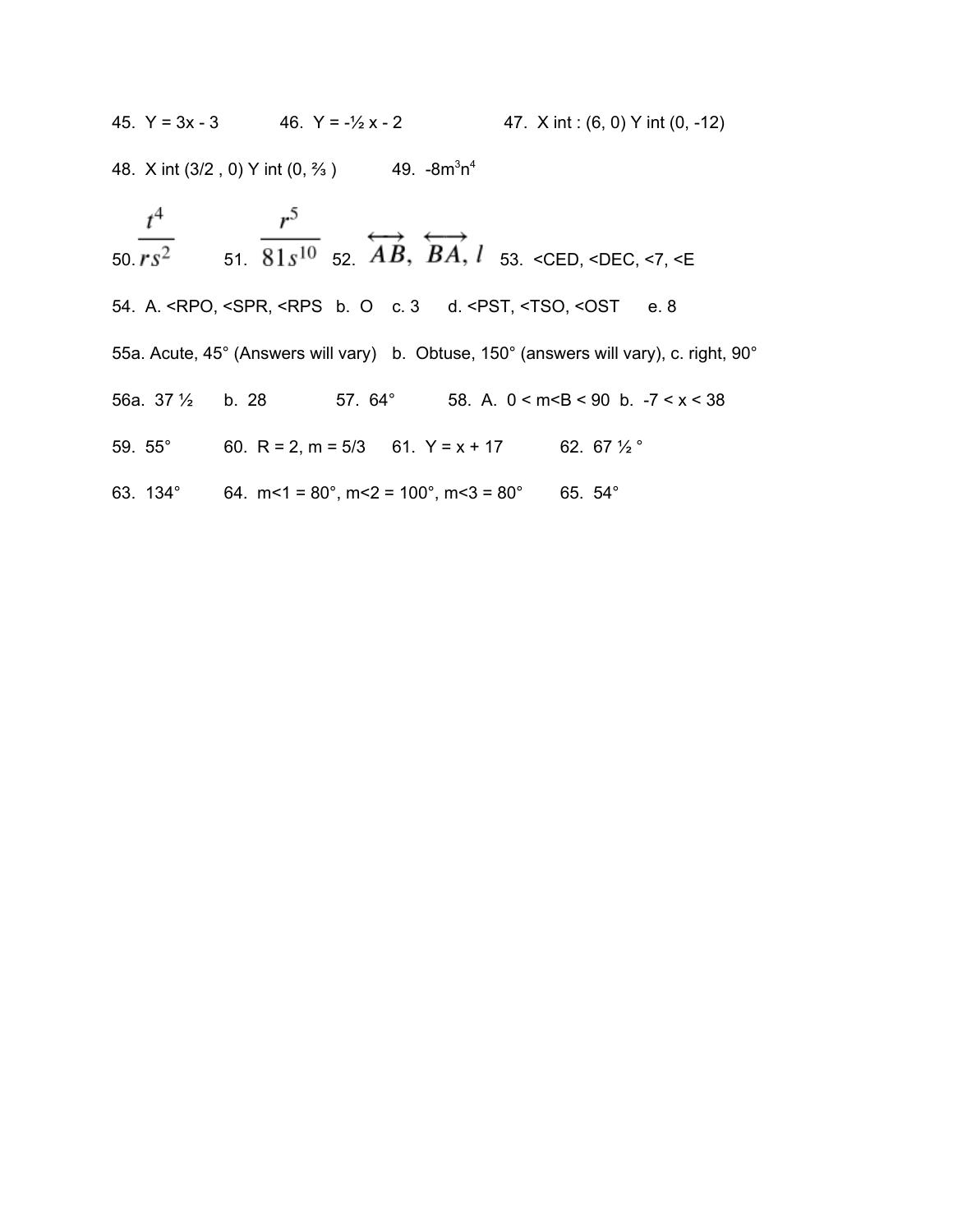45. $Y = 3x - 3$     46. $Y = -\frac{1}{2}x - 2$     47. X int : (6, 0) Y int (0, -12)

48. X int (3/2 , 0) Y int (0, ⅔ )     49. $-8m^3n^4$

50. $\frac{t^4}{rs^2}$     51. $\frac{r^5}{81s^{10}}$     52. $\overleftrightarrow{AB}$, $\overleftrightarrow{BA}$, $l$     53. <CED, <DEC, <7, <E

54. A. <RPO, <SPR, <RPS  b. O  c. 3  d. <PST, <TSO, <OST  e. 8

55a. Acute, 45° (Answers will vary)  b. Obtuse, 150° (answers will vary), c. right, 90°

56a. 37 ½   b. 28     57. 64°     58. A. $0 < m\angle B < 90$  b. $-7 < x < 38$

59. 55°     60. R = 2, m = 5/3     61. $Y = x + 17$     62. 67 ½ °

63. 134°     64. m<1 = 80°, m<2 = 100°, m<3 = 80°     65. 54°